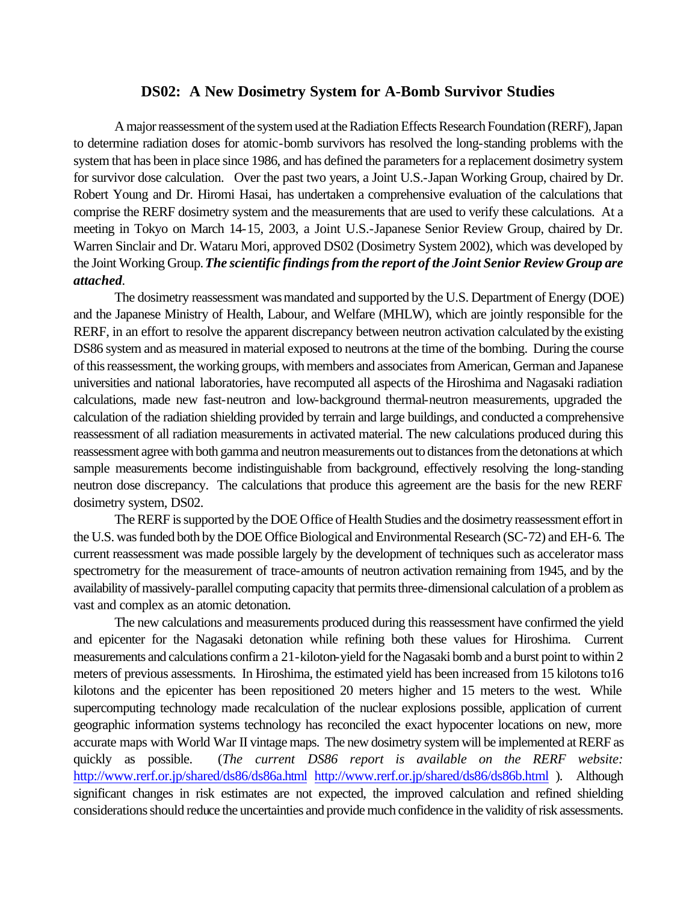# DS02: A New Dosimetry System for A-Bomb Survivor Studies

A major reassessment of the system used at the Radiation Effects Research Foundation (RERF), Japan to determine radiation doses for atomic-bomb survivors has resolved the long-standing problems with the system that has been in place since 1986, and has defined the parameters for a replacement dosimetry system for survivor dose calculation. Over the past two years, a Joint U.S.-Japan Working Group, chaired by Dr. Robert Young and Dr. Hiromi Hasai, has undertaken a comprehensive evaluation of the calculations that comprise the RERF dosimetry system and the measurements that are used to verify these calculations. At a meeting in Tokyo on March 14-15, 2003, a Joint U.S.-Japanese Senior Review Group, chaired by Dr. Warren Sinclair and Dr. Wataru Mori, approved DS02 (Dosimetry System 2002), which was developed by the Joint Working Group. ***The scientific findings from the report of the Joint Senior Review Group are attached***.

The dosimetry reassessment was mandated and supported by the U.S. Department of Energy (DOE) and the Japanese Ministry of Health, Labour, and Welfare (MHLW), which are jointly responsible for the RERF, in an effort to resolve the apparent discrepancy between neutron activation calculated by the existing DS86 system and as measured in material exposed to neutrons at the time of the bombing. During the course of this reassessment, the working groups, with members and associates from American, German and Japanese universities and national laboratories, have recomputed all aspects of the Hiroshima and Nagasaki radiation calculations, made new fast-neutron and low-background thermal-neutron measurements, upgraded the calculation of the radiation shielding provided by terrain and large buildings, and conducted a comprehensive reassessment of all radiation measurements in activated material. The new calculations produced during this reassessment agree with both gamma and neutron measurements out to distances from the detonations at which sample measurements become indistinguishable from background, effectively resolving the long-standing neutron dose discrepancy. The calculations that produce this agreement are the basis for the new RERF dosimetry system, DS02.

The RERF is supported by the DOE Office of Health Studies and the dosimetry reassessment effort in the U.S. was funded both by the DOE Office Biological and Environmental Research (SC-72) and EH-6. The current reassessment was made possible largely by the development of techniques such as accelerator mass spectrometry for the measurement of trace-amounts of neutron activation remaining from 1945, and by the availability of massively-parallel computing capacity that permits three-dimensional calculation of a problem as vast and complex as an atomic detonation.

The new calculations and measurements produced during this reassessment have confirmed the yield and epicenter for the Nagasaki detonation while refining both these values for Hiroshima. Current measurements and calculations confirm a 21-kiloton-yield for the Nagasaki bomb and a burst point to within 2 meters of previous assessments. In Hiroshima, the estimated yield has been increased from 15 kilotons to16 kilotons and the epicenter has been repositioned 20 meters higher and 15 meters to the west. While supercomputing technology made recalculation of the nuclear explosions possible, application of current geographic information systems technology has reconciled the exact hypocenter locations on new, more accurate maps with World War II vintage maps. The new dosimetry system will be implemented at RERF as quickly as possible. (*The current DS86 report is available on the RERF website:* http://www.rerf.or.jp/shared/ds86/ds86a.html http://www.rerf.or.jp/shared/ds86/ds86b.html ). Although significant changes in risk estimates are not expected, the improved calculation and refined shielding considerations should reduce the uncertainties and provide much confidence in the validity of risk assessments.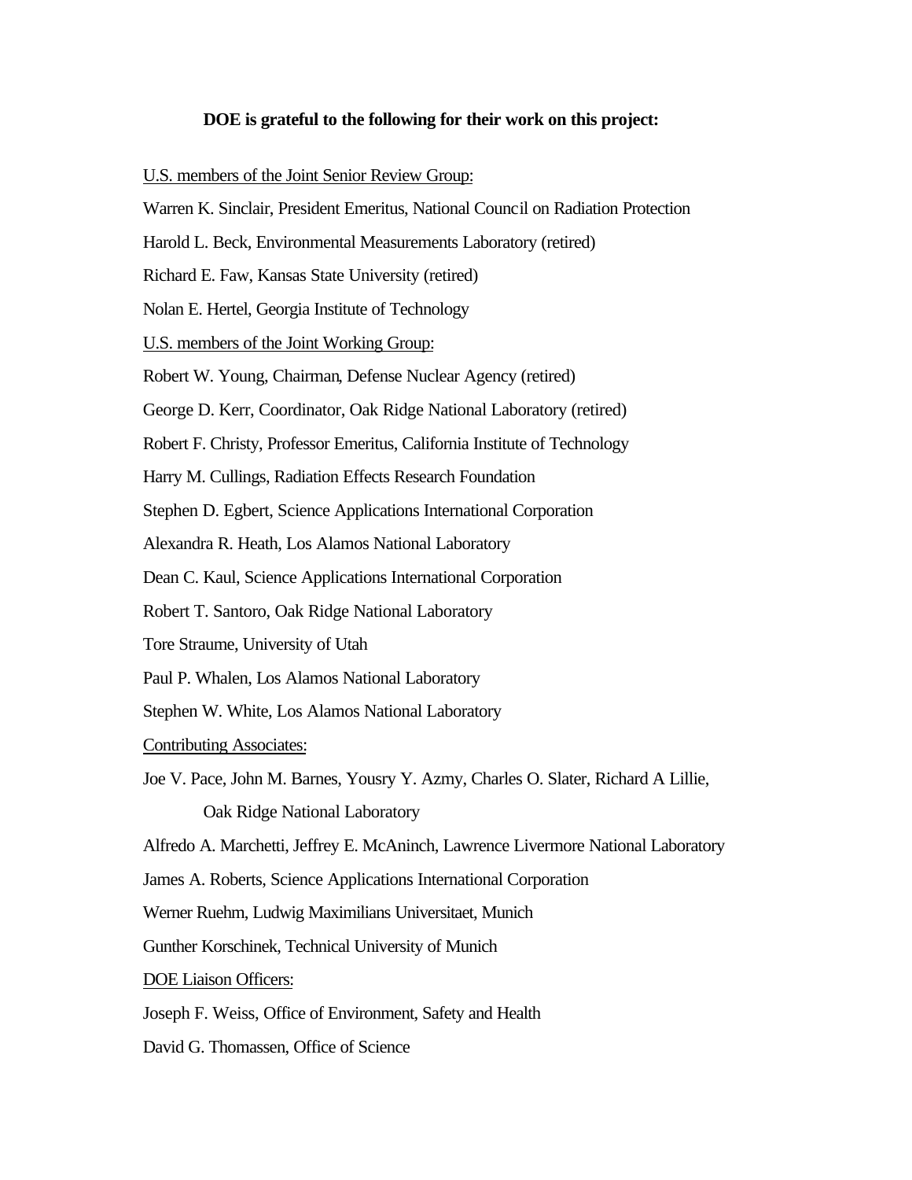**DOE is grateful to the following for their work on this project:**

U.S. members of the Joint Senior Review Group:

Warren K. Sinclair, President Emeritus, National Council on Radiation Protection

Harold L. Beck, Environmental Measurements Laboratory (retired)

Richard E. Faw, Kansas State University (retired)

Nolan E. Hertel, Georgia Institute of Technology

U.S. members of the Joint Working Group:

Robert W. Young, Chairman, Defense Nuclear Agency (retired)

George D. Kerr, Coordinator, Oak Ridge National Laboratory (retired)

Robert F. Christy, Professor Emeritus, California Institute of Technology

Harry M. Cullings, Radiation Effects Research Foundation

Stephen D. Egbert, Science Applications International Corporation

Alexandra R. Heath, Los Alamos National Laboratory

Dean C. Kaul, Science Applications International Corporation

Robert T. Santoro, Oak Ridge National Laboratory

Tore Straume, University of Utah

Paul P. Whalen, Los Alamos National Laboratory

Stephen W. White, Los Alamos National Laboratory

Contributing Associates:

Joe V. Pace, John M. Barnes, Yousry Y. Azmy, Charles O. Slater, Richard A Lillie, Oak Ridge National Laboratory

Alfredo A. Marchetti, Jeffrey E. McAninch, Lawrence Livermore National Laboratory

James A. Roberts, Science Applications International Corporation

Werner Ruehm, Ludwig Maximilians Universitaet, Munich

Gunther Korschinek, Technical University of Munich

DOE Liaison Officers:

Joseph F. Weiss, Office of Environment, Safety and Health

David G. Thomassen, Office of Science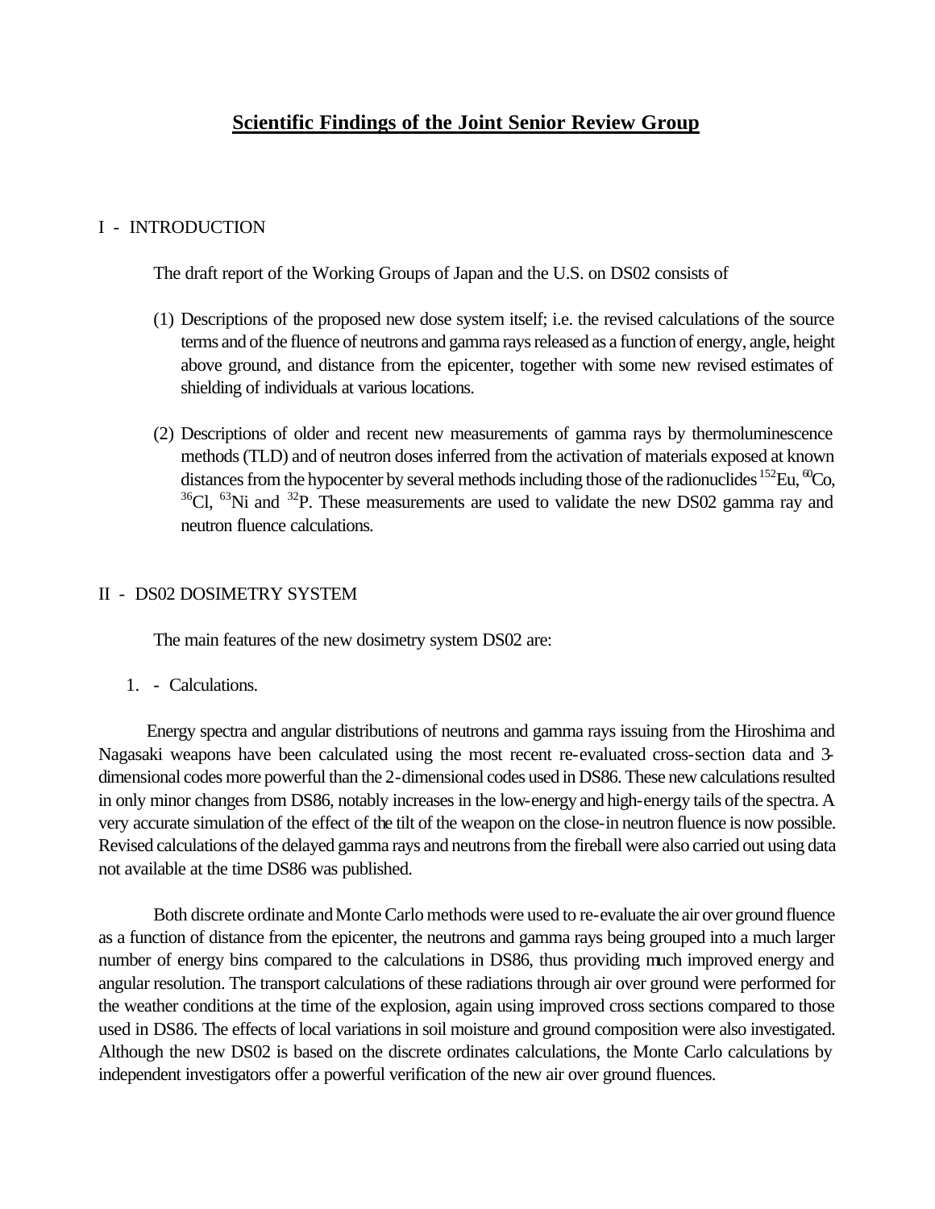## Scientific Findings of the Joint Senior Review Group

### I - INTRODUCTION

The draft report of the Working Groups of Japan and the U.S. on DS02 consists of

(1) Descriptions of the proposed new dose system itself; i.e. the revised calculations of the source terms and of the fluence of neutrons and gamma rays released as a function of energy, angle, height above ground, and distance from the epicenter, together with some new revised estimates of shielding of individuals at various locations.

(2) Descriptions of older and recent new measurements of gamma rays by thermoluminescence methods (TLD) and of neutron doses inferred from the activation of materials exposed at known distances from the hypocenter by several methods including those of the radionuclides $^{152}$Eu, $^{60}$Co, $^{36}$Cl, $^{63}$Ni and $^{32}$P. These measurements are used to validate the new DS02 gamma ray and neutron fluence calculations.

### II - DS02 DOSIMETRY SYSTEM

The main features of the new dosimetry system DS02 are:

1. - Calculations.

Energy spectra and angular distributions of neutrons and gamma rays issuing from the Hiroshima and Nagasaki weapons have been calculated using the most recent re-evaluated cross-section data and 3-dimensional codes more powerful than the 2-dimensional codes used in DS86. These new calculations resulted in only minor changes from DS86, notably increases in the low-energy and high-energy tails of the spectra. A very accurate simulation of the effect of the tilt of the weapon on the close-in neutron fluence is now possible. Revised calculations of the delayed gamma rays and neutrons from the fireball were also carried out using data not available at the time DS86 was published.

Both discrete ordinate and Monte Carlo methods were used to re-evaluate the air over ground fluence as a function of distance from the epicenter, the neutrons and gamma rays being grouped into a much larger number of energy bins compared to the calculations in DS86, thus providing much improved energy and angular resolution. The transport calculations of these radiations through air over ground were performed for the weather conditions at the time of the explosion, again using improved cross sections compared to those used in DS86. The effects of local variations in soil moisture and ground composition were also investigated. Although the new DS02 is based on the discrete ordinates calculations, the Monte Carlo calculations by independent investigators offer a powerful verification of the new air over ground fluences.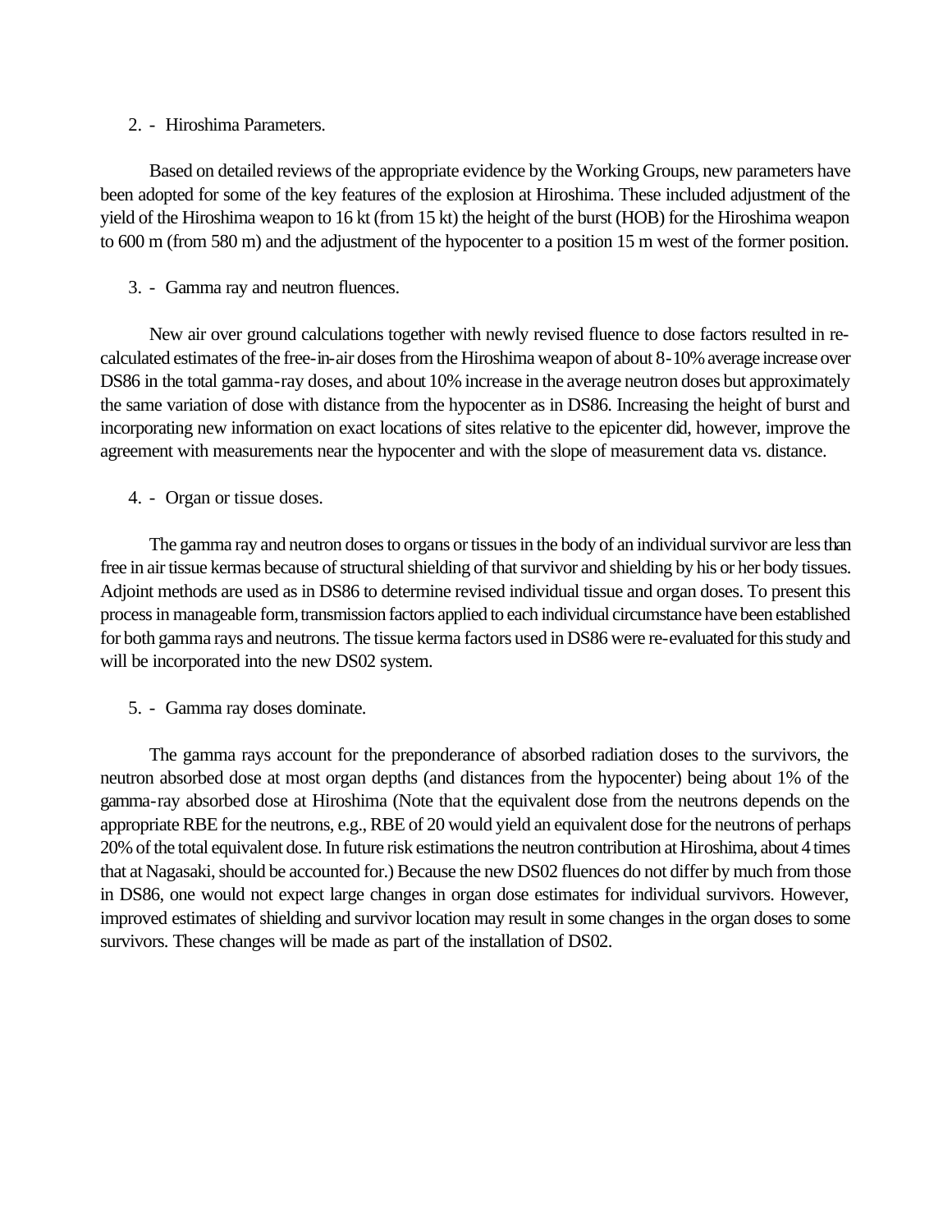2. - Hiroshima Parameters.

Based on detailed reviews of the appropriate evidence by the Working Groups, new parameters have been adopted for some of the key features of the explosion at Hiroshima. These included adjustment of the yield of the Hiroshima weapon to 16 kt (from 15 kt) the height of the burst (HOB) for the Hiroshima weapon to 600 m (from 580 m) and the adjustment of the hypocenter to a position 15 m west of the former position.

3. - Gamma ray and neutron fluences.

New air over ground calculations together with newly revised fluence to dose factors resulted in re-calculated estimates of the free-in-air doses from the Hiroshima weapon of about 8-10% average increase over DS86 in the total gamma-ray doses, and about 10% increase in the average neutron doses but approximately the same variation of dose with distance from the hypocenter as in DS86. Increasing the height of burst and incorporating new information on exact locations of sites relative to the epicenter did, however, improve the agreement with measurements near the hypocenter and with the slope of measurement data vs. distance.

4. - Organ or tissue doses.

The gamma ray and neutron doses to organs or tissues in the body of an individual survivor are less than free in air tissue kermas because of structural shielding of that survivor and shielding by his or her body tissues. Adjoint methods are used as in DS86 to determine revised individual tissue and organ doses. To present this process in manageable form, transmission factors applied to each individual circumstance have been established for both gamma rays and neutrons. The tissue kerma factors used in DS86 were re-evaluated for this study and will be incorporated into the new DS02 system.

5. - Gamma ray doses dominate.

The gamma rays account for the preponderance of absorbed radiation doses to the survivors, the neutron absorbed dose at most organ depths (and distances from the hypocenter) being about 1% of the gamma-ray absorbed dose at Hiroshima (Note that the equivalent dose from the neutrons depends on the appropriate RBE for the neutrons, e.g., RBE of 20 would yield an equivalent dose for the neutrons of perhaps 20% of the total equivalent dose. In future risk estimations the neutron contribution at Hiroshima, about 4 times that at Nagasaki, should be accounted for.) Because the new DS02 fluences do not differ by much from those in DS86, one would not expect large changes in organ dose estimates for individual survivors. However, improved estimates of shielding and survivor location may result in some changes in the organ doses to some survivors. These changes will be made as part of the installation of DS02.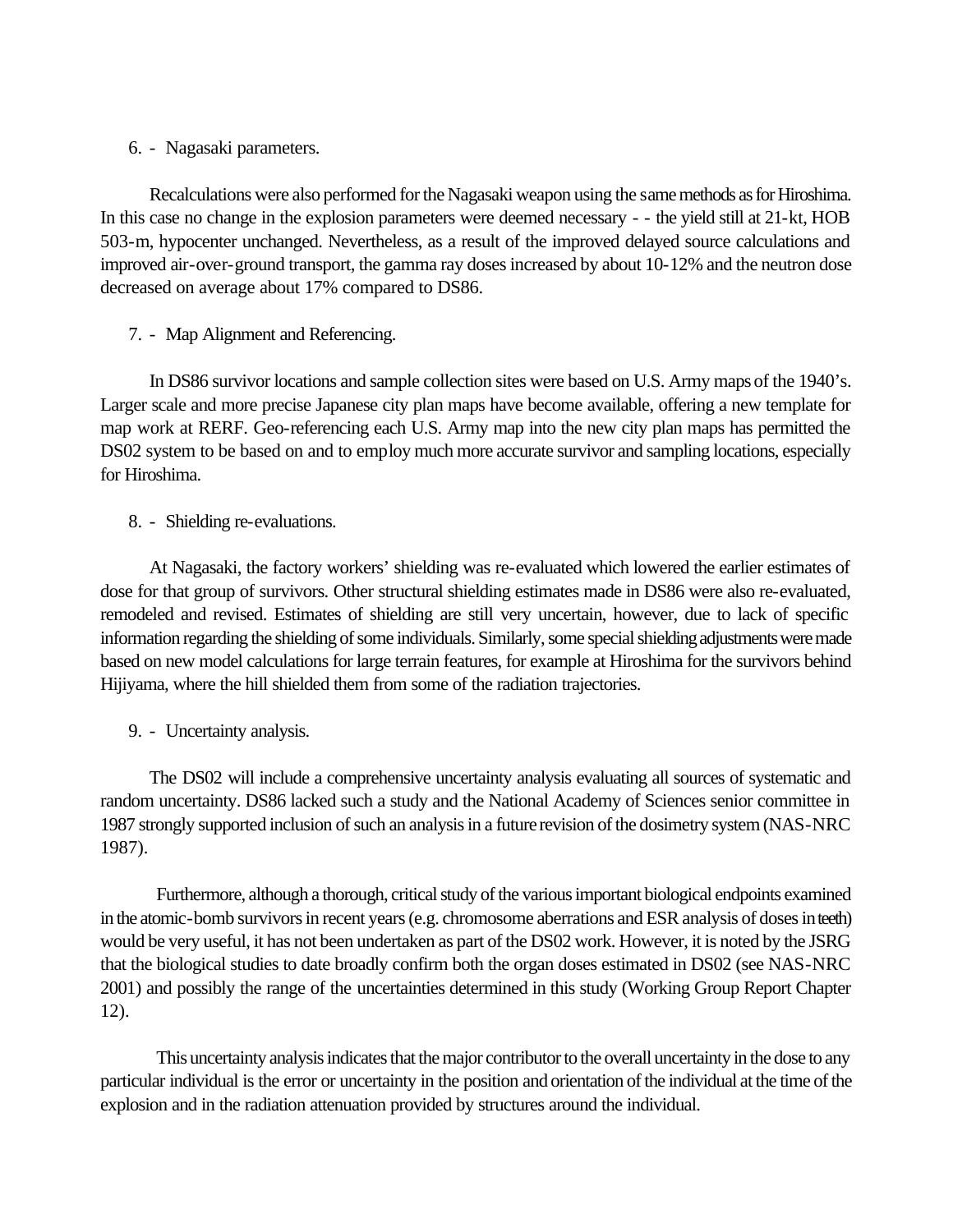6. - Nagasaki parameters.

Recalculations were also performed for the Nagasaki weapon using the same methods as for Hiroshima. In this case no change in the explosion parameters were deemed necessary - - the yield still at 21-kt, HOB 503-m, hypocenter unchanged. Nevertheless, as a result of the improved delayed source calculations and improved air-over-ground transport, the gamma ray doses increased by about 10-12% and the neutron dose decreased on average about 17% compared to DS86.

7. - Map Alignment and Referencing.

In DS86 survivor locations and sample collection sites were based on U.S. Army maps of the 1940's. Larger scale and more precise Japanese city plan maps have become available, offering a new template for map work at RERF. Geo-referencing each U.S. Army map into the new city plan maps has permitted the DS02 system to be based on and to employ much more accurate survivor and sampling locations, especially for Hiroshima.

8. - Shielding re-evaluations.

At Nagasaki, the factory workers' shielding was re-evaluated which lowered the earlier estimates of dose for that group of survivors. Other structural shielding estimates made in DS86 were also re-evaluated, remodeled and revised. Estimates of shielding are still very uncertain, however, due to lack of specific information regarding the shielding of some individuals. Similarly, some special shielding adjustments were made based on new model calculations for large terrain features, for example at Hiroshima for the survivors behind Hijiyama, where the hill shielded them from some of the radiation trajectories.

9. - Uncertainty analysis.

The DS02 will include a comprehensive uncertainty analysis evaluating all sources of systematic and random uncertainty. DS86 lacked such a study and the National Academy of Sciences senior committee in 1987 strongly supported inclusion of such an analysis in a future revision of the dosimetry system (NAS-NRC 1987).

Furthermore, although a thorough, critical study of the various important biological endpoints examined in the atomic-bomb survivors in recent years (e.g. chromosome aberrations and ESR analysis of doses in teeth) would be very useful, it has not been undertaken as part of the DS02 work. However, it is noted by the JSRG that the biological studies to date broadly confirm both the organ doses estimated in DS02 (see NAS-NRC 2001) and possibly the range of the uncertainties determined in this study (Working Group Report Chapter 12).

This uncertainty analysis indicates that the major contributor to the overall uncertainty in the dose to any particular individual is the error or uncertainty in the position and orientation of the individual at the time of the explosion and in the radiation attenuation provided by structures around the individual.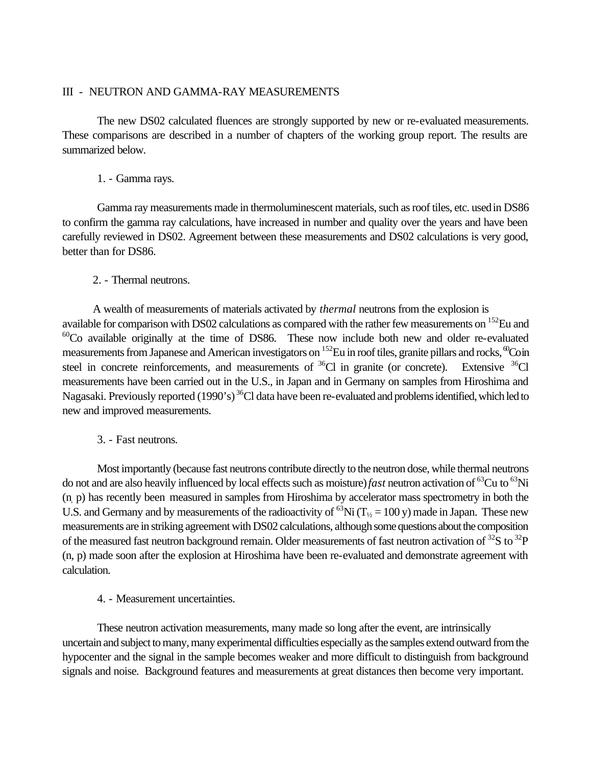## III - NEUTRON AND GAMMA-RAY MEASUREMENTS

The new DS02 calculated fluences are strongly supported by new or re-evaluated measurements. These comparisons are described in a number of chapters of the working group report. The results are summarized below.

### 1. - Gamma rays.

Gamma ray measurements made in thermoluminescent materials, such as roof tiles, etc. used in DS86 to confirm the gamma ray calculations, have increased in number and quality over the years and have been carefully reviewed in DS02. Agreement between these measurements and DS02 calculations is very good, better than for DS86.

### 2. - Thermal neutrons.

A wealth of measurements of materials activated by *thermal* neutrons from the explosion is available for comparison with DS02 calculations as compared with the rather few measurements on $^{152}$Eu and $^{60}$Co available originally at the time of DS86. These now include both new and older re-evaluated measurements from Japanese and American investigators on $^{152}$Eu in roof tiles, granite pillars and rocks, $^{60}$Co in steel in concrete reinforcements, and measurements of $^{36}$Cl in granite (or concrete). Extensive $^{36}$Cl measurements have been carried out in the U.S., in Japan and in Germany on samples from Hiroshima and Nagasaki. Previously reported (1990's) $^{36}$Cl data have been re-evaluated and problems identified, which led to new and improved measurements.

### 3. - Fast neutrons.

Most importantly (because fast neutrons contribute directly to the neutron dose, while thermal neutrons do not and are also heavily influenced by local effects such as moisture) *fast* neutron activation of $^{63}$Cu to $^{63}$Ni (n, p) has recently been measured in samples from Hiroshima by accelerator mass spectrometry in both the U.S. and Germany and by measurements of the radioactivity of $^{63}$Ni ($T_{1/2} = 100$ y) made in Japan. These new measurements are in striking agreement with DS02 calculations, although some questions about the composition of the measured fast neutron background remain. Older measurements of fast neutron activation of $^{32}$S to $^{32}$P (n, p) made soon after the explosion at Hiroshima have been re-evaluated and demonstrate agreement with calculation.

### 4. - Measurement uncertainties.

These neutron activation measurements, many made so long after the event, are intrinsically uncertain and subject to many, many experimental difficulties especially as the samples extend outward from the hypocenter and the signal in the sample becomes weaker and more difficult to distinguish from background signals and noise. Background features and measurements at great distances then become very important.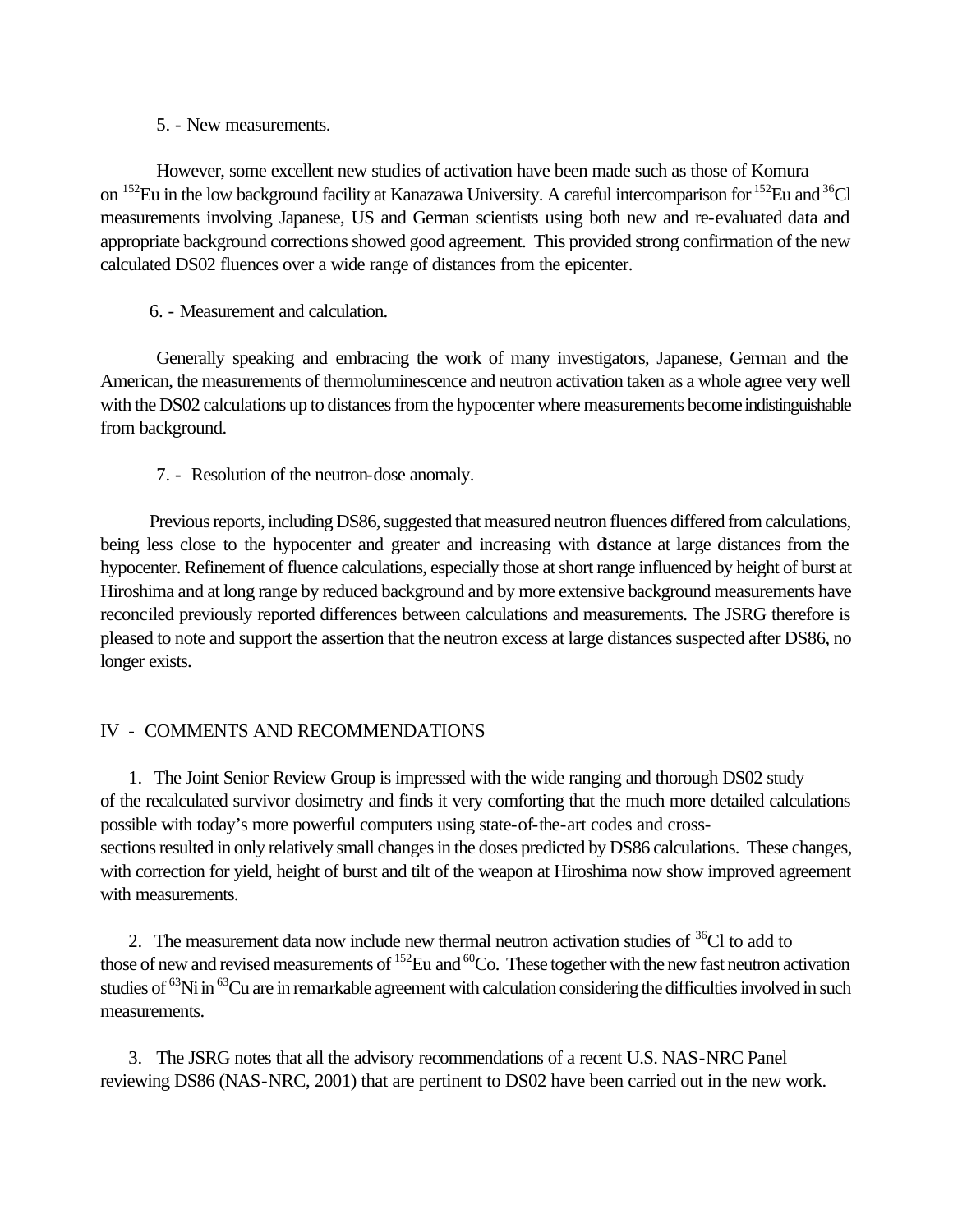5. - New measurements.

However, some excellent new studies of activation have been made such as those of Komura on $^{152}Eu$ in the low background facility at Kanazawa University. A careful intercomparison for $^{152}Eu$ and $^{36}Cl$ measurements involving Japanese, US and German scientists using both new and re-evaluated data and appropriate background corrections showed good agreement. This provided strong confirmation of the new calculated DS02 fluences over a wide range of distances from the epicenter.

6. - Measurement and calculation.

Generally speaking and embracing the work of many investigators, Japanese, German and the American, the measurements of thermoluminescence and neutron activation taken as a whole agree very well with the DS02 calculations up to distances from the hypocenter where measurements become indistinguishable from background.

7. - Resolution of the neutron-dose anomaly.

Previous reports, including DS86, suggested that measured neutron fluences differed from calculations, being less close to the hypocenter and greater and increasing with distance at large distances from the hypocenter. Refinement of fluence calculations, especially those at short range influenced by height of burst at Hiroshima and at long range by reduced background and by more extensive background measurements have reconciled previously reported differences between calculations and measurements. The JSRG therefore is pleased to note and support the assertion that the neutron excess at large distances suspected after DS86, no longer exists.

## IV - COMMENTS AND RECOMMENDATIONS

1. The Joint Senior Review Group is impressed with the wide ranging and thorough DS02 study of the recalculated survivor dosimetry and finds it very comforting that the much more detailed calculations possible with today's more powerful computers using state-of-the-art codes and cross-sections resulted in only relatively small changes in the doses predicted by DS86 calculations. These changes, with correction for yield, height of burst and tilt of the weapon at Hiroshima now show improved agreement with measurements.

2. The measurement data now include new thermal neutron activation studies of $^{36}Cl$ to add to those of new and revised measurements of $^{152}Eu$ and $^{60}Co$. These together with the new fast neutron activation studies of $^{63}Ni$ in $^{63}Cu$ are in remarkable agreement with calculation considering the difficulties involved in such measurements.

3. The JSRG notes that all the advisory recommendations of a recent U.S. NAS-NRC Panel reviewing DS86 (NAS-NRC, 2001) that are pertinent to DS02 have been carried out in the new work.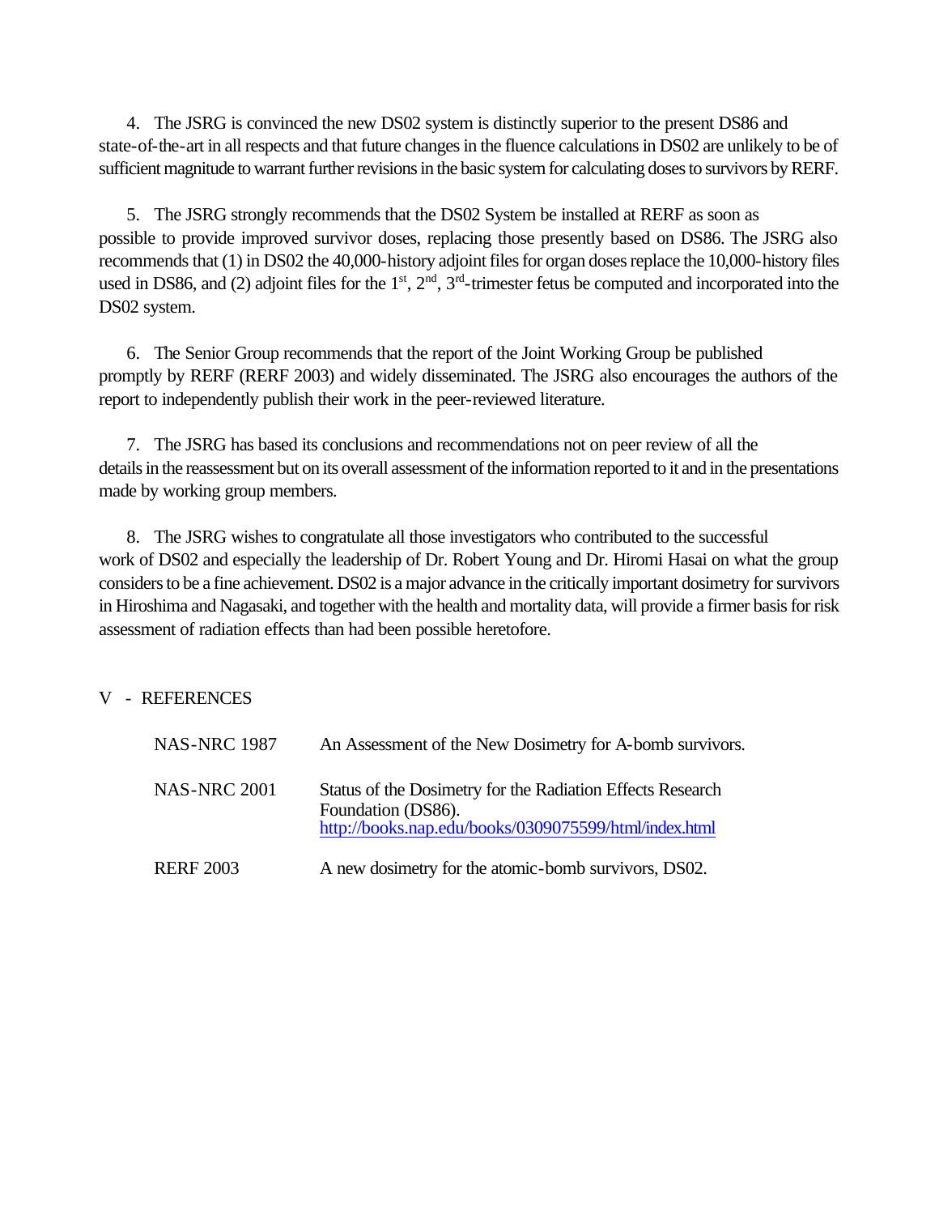4. The JSRG is convinced the new DS02 system is distinctly superior to the present DS86 and state-of-the-art in all respects and that future changes in the fluence calculations in DS02 are unlikely to be of sufficient magnitude to warrant further revisions in the basic system for calculating doses to survivors by RERF.

5. The JSRG strongly recommends that the DS02 System be installed at RERF as soon as possible to provide improved survivor doses, replacing those presently based on DS86. The JSRG also recommends that (1) in DS02 the 40,000-history adjoint files for organ doses replace the 10,000-history files used in DS86, and (2) adjoint files for the 1st, 2nd, 3rd-trimester fetus be computed and incorporated into the DS02 system.

6. The Senior Group recommends that the report of the Joint Working Group be published promptly by RERF (RERF 2003) and widely disseminated. The JSRG also encourages the authors of the report to independently publish their work in the peer-reviewed literature.

7. The JSRG has based its conclusions and recommendations not on peer review of all the details in the reassessment but on its overall assessment of the information reported to it and in the presentations made by working group members.

8. The JSRG wishes to congratulate all those investigators who contributed to the successful work of DS02 and especially the leadership of Dr. Robert Young and Dr. Hiromi Hasai on what the group considers to be a fine achievement. DS02 is a major advance in the critically important dosimetry for survivors in Hiroshima and Nagasaki, and together with the health and mortality data, will provide a firmer basis for risk assessment of radiation effects than had been possible heretofore.

## V - REFERENCES

| | |
|---|---|
| NAS-NRC 1987 | An Assessment of the New Dosimetry for A-bomb survivors. |
| NAS-NRC 2001 | Status of the Dosimetry for the Radiation Effects Research Foundation (DS86). http://books.nap.edu/books/0309075599/html/index.html |
| RERF 2003 | A new dosimetry for the atomic-bomb survivors, DS02. |